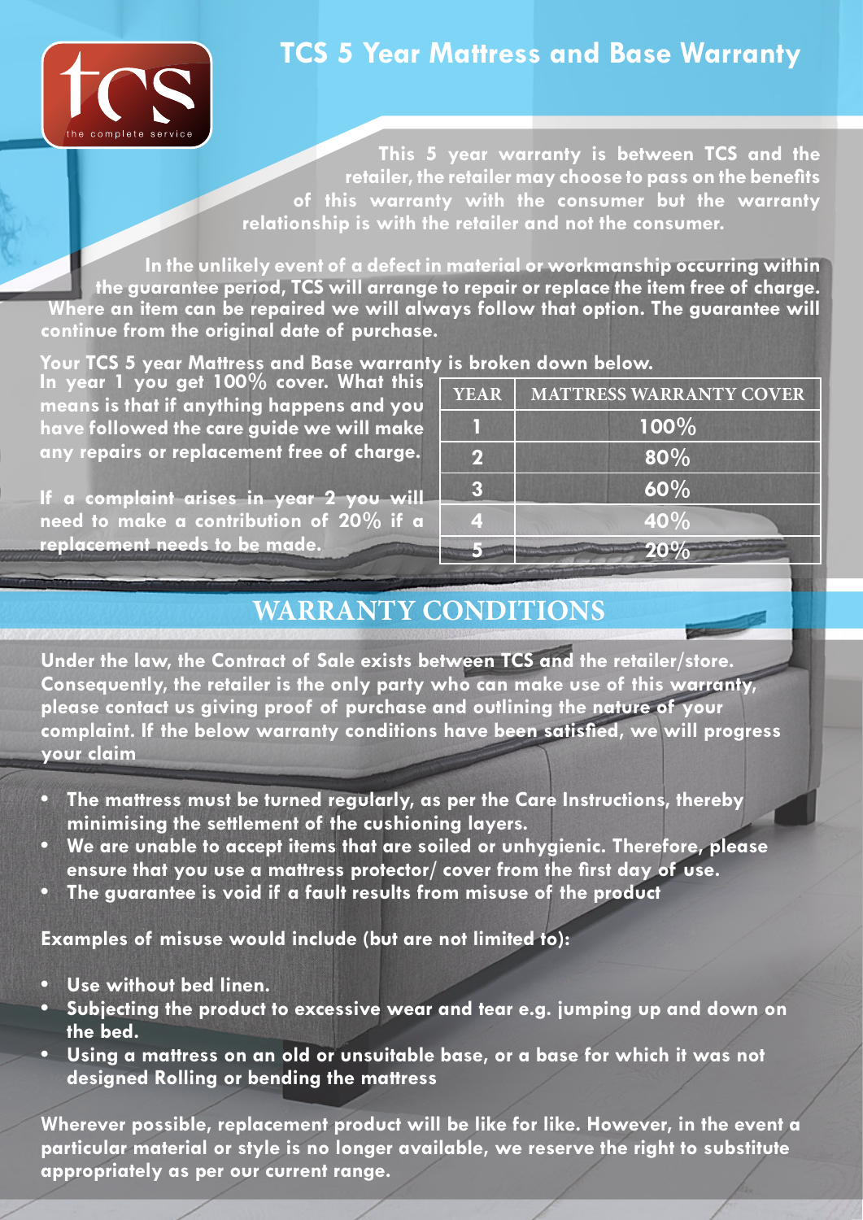# TCS 5 Year Mattress and Base Warranty

**This 5 year warranty is between TCS and the retailer, the retailer may choose to pass on the benefits of this warranty with the consumer but the warranty relationship is with the retailer and not the consumer.**

**In the unlikely event of a defect in material or workmanship occurring within the guarantee period, TCS will arrange to repair or replace the item free of charge. Where an item can be repaired we will always follow that option. The guarantee will continue from the original date of purchase.**

**Your TCS 5 year Mattress and Base warranty is broken down below.**

**In year 1 you get 100% cover. What this means is that if anything happens and you have followed the care guide we will make any repairs or replacement free of charge.**

**If a complaint arises in year 2 you will need to make a contribution of 20% if a replacement needs to be made.**

| YEAR | MATTRESS WARRANTY COVER |
|---|---|
| 1 | 100% |
| 2 | 80% |
| 3 | 60% |
| 4 | 40% |
| 5 | 20% |

## WARRANTY CONDITIONS

**Under the law, the Contract of Sale exists between TCS and the retailer/store. Consequently, the retailer is the only party who can make use of this warranty, please contact us giving proof of purchase and outlining the nature of your complaint. If the below warranty conditions have been satisfied, we will progress your claim**

- **The mattress must be turned regularly, as per the Care Instructions, thereby minimising the settlement of the cushioning layers.**
- **We are unable to accept items that are soiled or unhygienic. Therefore, please ensure that you use a mattress protector/ cover from the first day of use.**
- **The guarantee is void if a fault results from misuse of the product**

**Examples of misuse would include (but are not limited to):**

- **Use without bed linen.**
- **Subjecting the product to excessive wear and tear e.g. jumping up and down on the bed.**
- **Using a mattress on an old or unsuitable base, or a base for which it was not designed Rolling or bending the mattress**

**Wherever possible, replacement product will be like for like. However, in the event a particular material or style is no longer available, we reserve the right to substitute appropriately as per our current range.**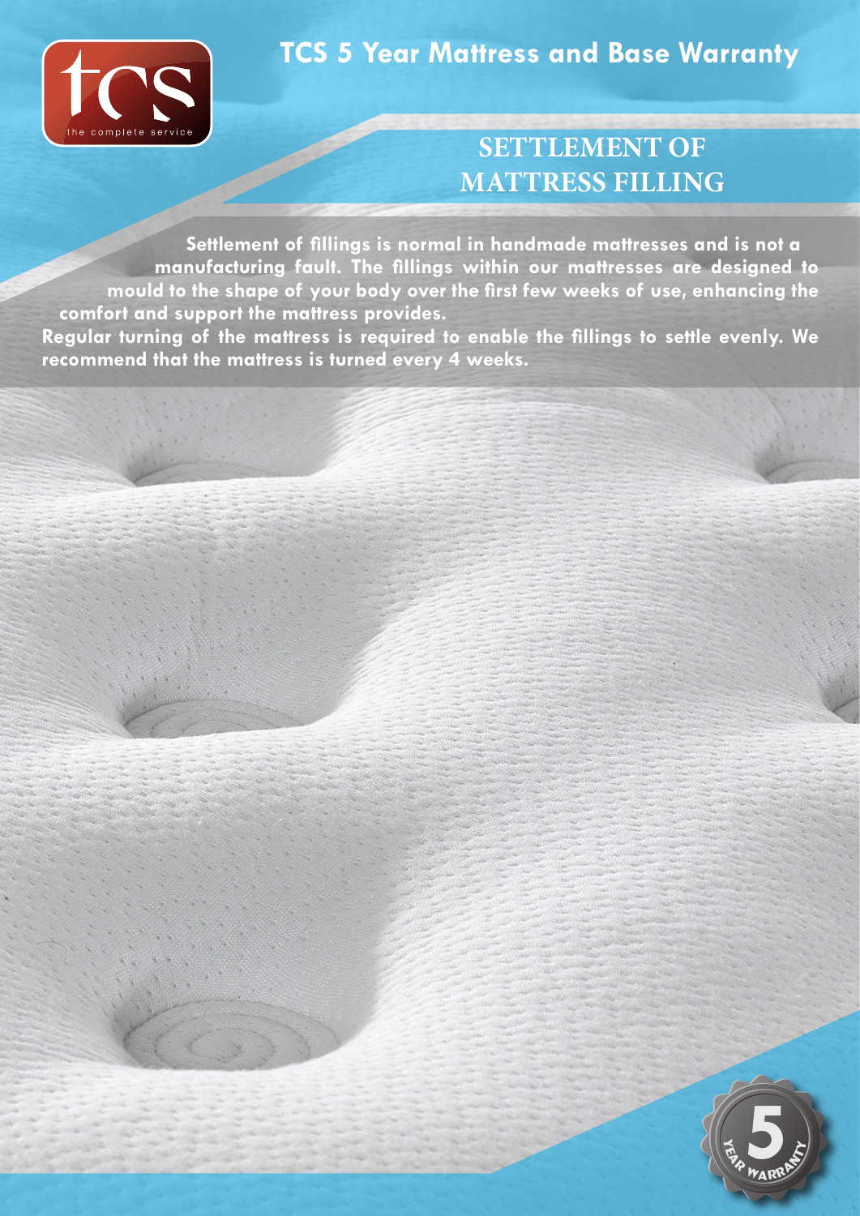# TCS 5 Year Mattress and Base Warranty

## SETTLEMENT OF MATTRESS FILLING

**Settlement of fillings is normal in handmade mattresses and is not a manufacturing fault. The fillings within our mattresses are designed to mould to the shape of your body over the first few weeks of use, enhancing the comfort and support the mattress provides.**

**Regular turning of the mattress is required to enable the fillings to settle evenly. We recommend that the mattress is turned every 4 weeks.**